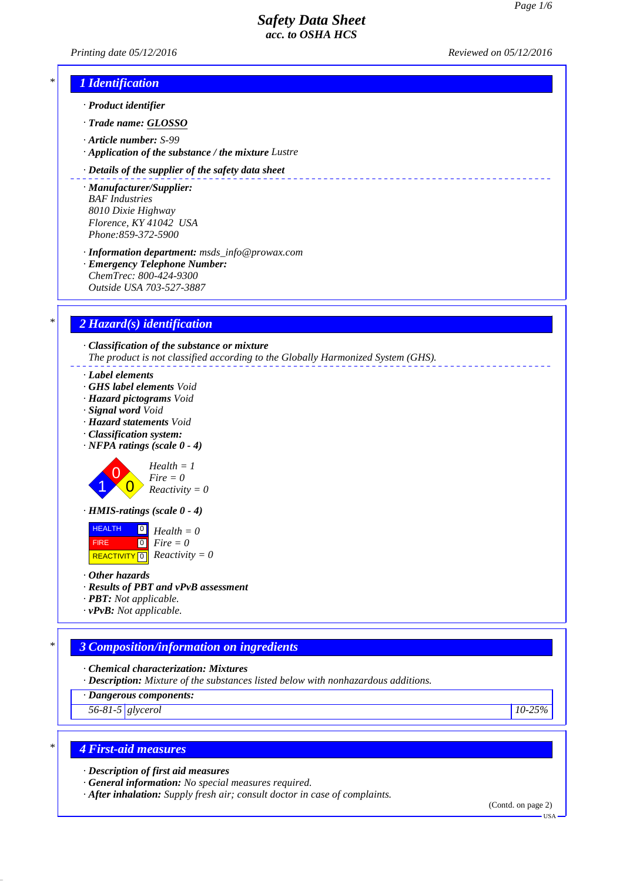# Safety Data Sheet
## acc. to OSHA HCS

Printing date 05/12/2016 Reviewed on 05/12/2016

## 1 Identification

· **Product identifier**

· **Trade name: GLOSSO**

· **Article number:** S-99
· **Application of the substance / the mixture** Lustre

· **Details of the supplier of the safety data sheet**

· **Manufacturer/Supplier:**
BAF Industries
8010 Dixie Highway
Florence, KY 41042 USA
Phone:859-372-5900

· **Information department:** msds_info@prowax.com
· **Emergency Telephone Number:**
ChemTrec: 800-424-9300
Outside USA 703-527-3887

## 2 Hazard(s) identification

· **Classification of the substance or mixture**
The product is not classified according to the Globally Harmonized System (GHS).

· **Label elements**
· **GHS label elements** Void
· **Hazard pictograms** Void
· **Signal word** Void
· **Hazard statements** Void
· **Classification system:**
· **NFPA ratings (scale 0 - 4)**

Health = 1
Fire = 0
Reactivity = 0

· **HMIS-ratings (scale 0 - 4)**

| | | |
|---|---|---|
| HEALTH | 0 | Health = 0 |
| FIRE | 0 | Fire = 0 |
| REACTIVITY | 0 | Reactivity = 0 |

· **Other hazards**
· **Results of PBT and vPvB assessment**
· **PBT:** Not applicable.
· **vPvB:** Not applicable.

## 3 Composition/information on ingredients

· **Chemical characterization: Mixtures**
· **Description:** Mixture of the substances listed below with nonhazardous additions.

· **Dangerous components:**

| | | |
|---|---|---|
| 56-81-5 | glycerol | 10-25% |

## 4 First-aid measures

· **Description of first aid measures**
· **General information:** No special measures required.
· **After inhalation:** Supply fresh air; consult doctor in case of complaints.

(Contd. on page 2)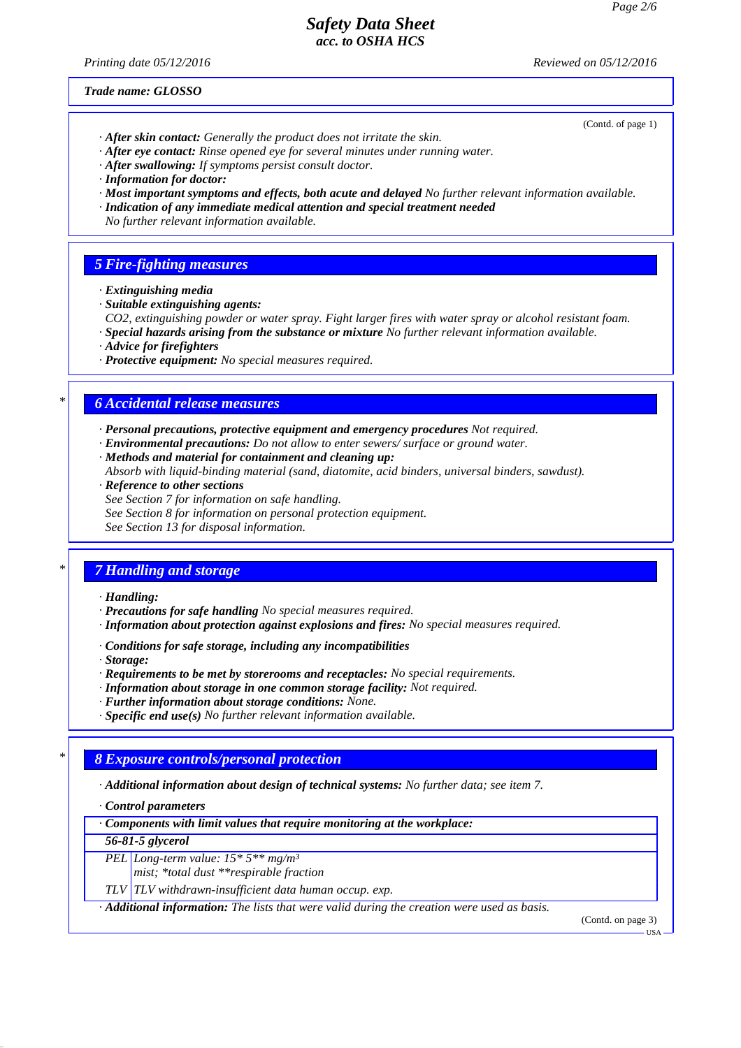(Contd. of page 1)

· **After skin contact:** Generally the product does not irritate the skin.
· **After eye contact:** Rinse opened eye for several minutes under running water.
· **After swallowing:** If symptoms persist consult doctor.
· **Information for doctor:**
· **Most important symptoms and effects, both acute and delayed** No further relevant information available.
· **Indication of any immediate medical attention and special treatment needed**
No further relevant information available.

## 5 Fire-fighting measures

· **Extinguishing media**
· **Suitable extinguishing agents:**
CO2, extinguishing powder or water spray. Fight larger fires with water spray or alcohol resistant foam.
· **Special hazards arising from the substance or mixture** No further relevant information available.
· **Advice for firefighters**
· **Protective equipment:** No special measures required.

## 6 Accidental release measures

· **Personal precautions, protective equipment and emergency procedures** Not required.
· **Environmental precautions:** Do not allow to enter sewers/ surface or ground water.
· **Methods and material for containment and cleaning up:**
Absorb with liquid-binding material (sand, diatomite, acid binders, universal binders, sawdust).
· **Reference to other sections**
See Section 7 for information on safe handling.
See Section 8 for information on personal protection equipment.
See Section 13 for disposal information.

## 7 Handling and storage

· **Handling:**
· **Precautions for safe handling** No special measures required.
· **Information about protection against explosions and fires:** No special measures required.

· **Conditions for safe storage, including any incompatibilities**
· **Storage:**
· **Requirements to be met by storerooms and receptacles:** No special requirements.
· **Information about storage in one common storage facility:** Not required.
· **Further information about storage conditions:** None.
· **Specific end use(s)** No further relevant information available.

## 8 Exposure controls/personal protection

· **Additional information about design of technical systems:** No further data; see item 7.

· **Control parameters**

| · **Components with limit values that require monitoring at the workplace:** | |
|---|---|
| **56-81-5 glycerol** | |
| PEL | Long-term value: 15* 5** mg/m³<br>mist; *total dust **respirable fraction |
| TLV | TLV withdrawn-insufficient data human occup. exp. |

· **Additional information:** The lists that were valid during the creation were used as basis.

(Contd. on page 3)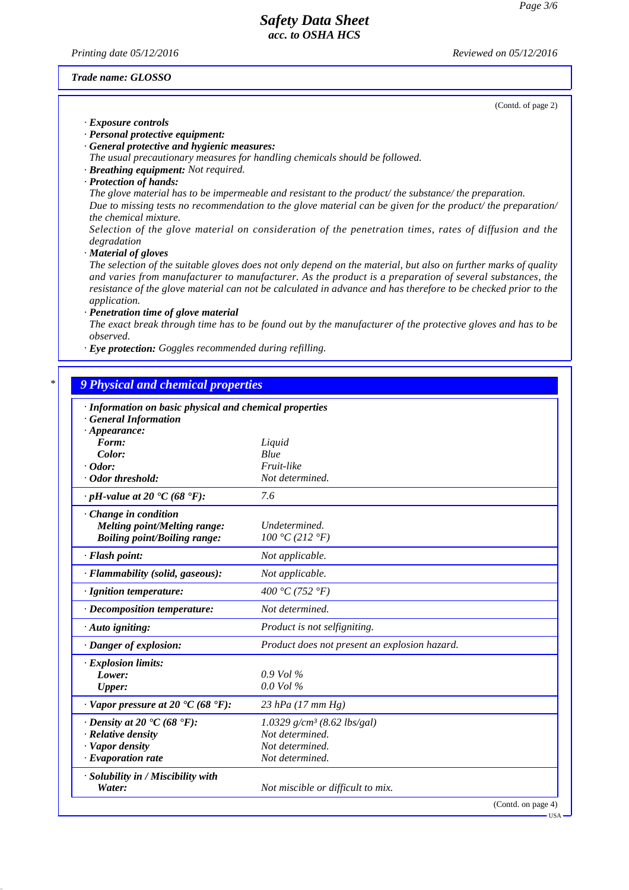**Trade name: GLOSSO**

(Contd. of page 2)

· **Exposure controls**
· **Personal protective equipment:**
· **General protective and hygienic measures:**
The usual precautionary measures for handling chemicals should be followed.
· **Breathing equipment:** Not required.
· **Protection of hands:**
The glove material has to be impermeable and resistant to the product/ the substance/ the preparation.
Due to missing tests no recommendation to the glove material can be given for the product/ the preparation/ the chemical mixture.
Selection of the glove material on consideration of the penetration times, rates of diffusion and the degradation
· **Material of gloves**
The selection of the suitable gloves does not only depend on the material, but also on further marks of quality and varies from manufacturer to manufacturer. As the product is a preparation of several substances, the resistance of the glove material can not be calculated in advance and has therefore to be checked prior to the application.
· **Penetration time of glove material**
The exact break through time has to be found out by the manufacturer of the protective gloves and has to be observed.
· **Eye protection:** Goggles recommended during refilling.

## 9 Physical and chemical properties

| · **Information on basic physical and chemical properties** | |
|---|---|
| · **General Information** | |
| · **Appearance:** | |
| **Form:** | Liquid |
| **Color:** | Blue |
| · **Odor:** | Fruit-like |
| · **Odor threshold:** | Not determined. |
| · **pH-value at 20 °C (68 °F):** | 7.6 |
| · **Change in condition** | |
| **Melting point/Melting range:** | Undetermined. |
| **Boiling point/Boiling range:** | 100 °C (212 °F) |
| · **Flash point:** | Not applicable. |
| · **Flammability (solid, gaseous):** | Not applicable. |
| · **Ignition temperature:** | 400 °C (752 °F) |
| · **Decomposition temperature:** | Not determined. |
| · **Auto igniting:** | Product is not selfigniting. |
| · **Danger of explosion:** | Product does not present an explosion hazard. |
| · **Explosion limits:** | |
| **Lower:** | 0.9 Vol % |
| **Upper:** | 0.0 Vol % |
| · **Vapor pressure at 20 °C (68 °F):** | 23 hPa (17 mm Hg) |
| · **Density at 20 °C (68 °F):** | 1.0329 g/cm³ (8.62 lbs/gal) |
| · **Relative density** | Not determined. |
| · **Vapor density** | Not determined. |
| · **Evaporation rate** | Not determined. |
| · **Solubility in / Miscibility with** | |
| **Water:** | Not miscible or difficult to mix. |

(Contd. on page 4)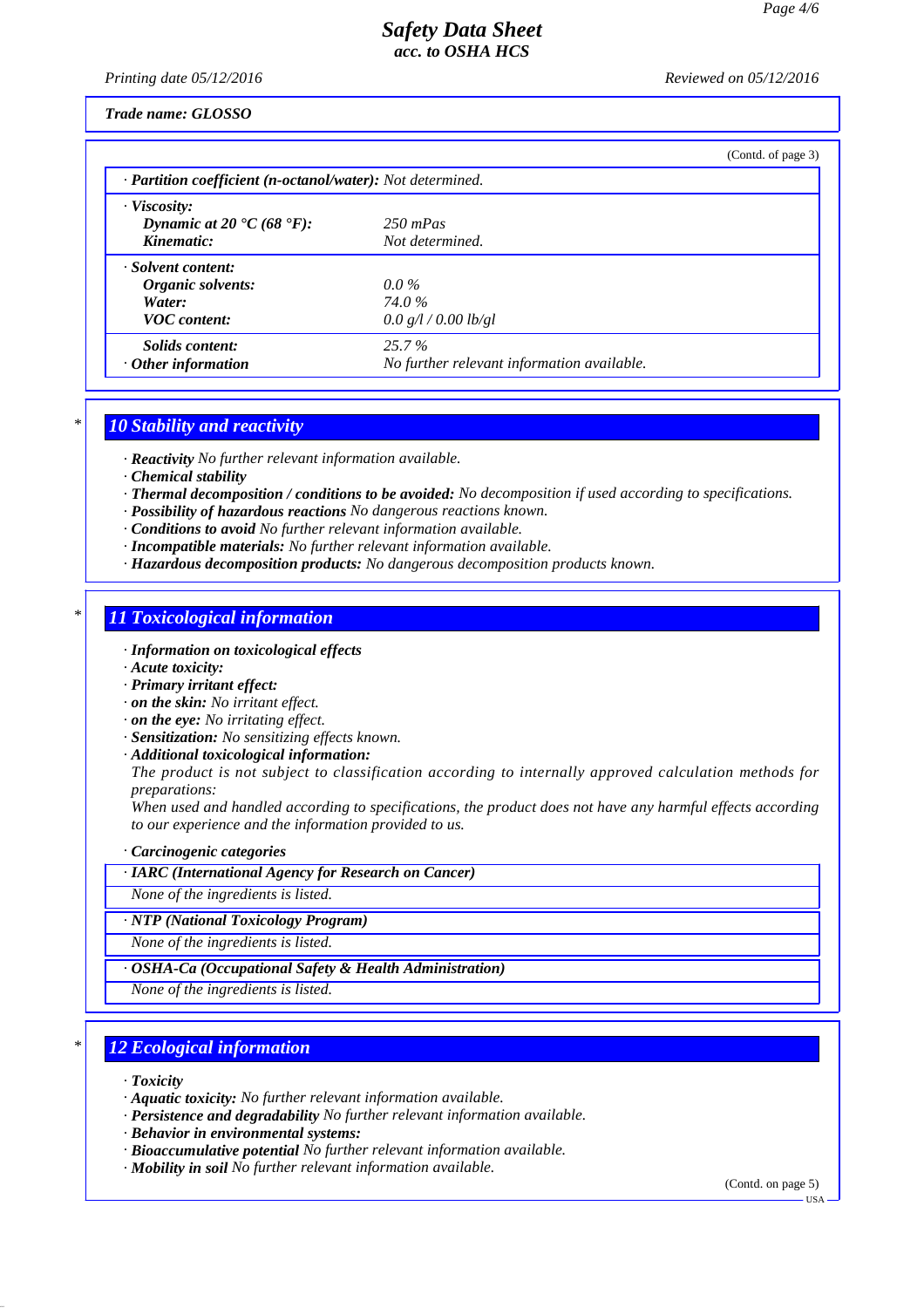**Trade name: GLOSSO**

(Contd. of page 3)

· **Partition coefficient (n-octanol/water):** Not determined.

· **Viscosity:**

| | |
|---|---|
| **Dynamic at 20 °C (68 °F):** | 250 mPas |
| **Kinematic:** | Not determined. |

· **Solvent content:**

| | |
|---|---|
| **Organic solvents:** | 0.0 % |
| **Water:** | 74.0 % |
| **VOC content:** | 0.0 g/l / 0.00 lb/gl |
| **Solids content:** | 25.7 % |
| · **Other information** | No further relevant information available. |

## 10 Stability and reactivity

· **Reactivity** No further relevant information available.
· **Chemical stability**
· **Thermal decomposition / conditions to be avoided:** No decomposition if used according to specifications.
· **Possibility of hazardous reactions** No dangerous reactions known.
· **Conditions to avoid** No further relevant information available.
· **Incompatible materials:** No further relevant information available.
· **Hazardous decomposition products:** No dangerous decomposition products known.

## 11 Toxicological information

· **Information on toxicological effects**
· **Acute toxicity:**
· **Primary irritant effect:**
· **on the skin:** No irritant effect.
· **on the eye:** No irritating effect.
· **Sensitization:** No sensitizing effects known.
· **Additional toxicological information:**
The product is not subject to classification according to internally approved calculation methods for preparations:
When used and handled according to specifications, the product does not have any harmful effects according to our experience and the information provided to us.

· **Carcinogenic categories**

· **IARC (International Agency for Research on Cancer)**
None of the ingredients is listed.

· **NTP (National Toxicology Program)**
None of the ingredients is listed.

· **OSHA-Ca (Occupational Safety & Health Administration)**
None of the ingredients is listed.

## 12 Ecological information

· **Toxicity**
· **Aquatic toxicity:** No further relevant information available.
· **Persistence and degradability** No further relevant information available.
· **Behavior in environmental systems:**
· **Bioaccumulative potential** No further relevant information available.
· **Mobility in soil** No further relevant information available.

(Contd. on page 5)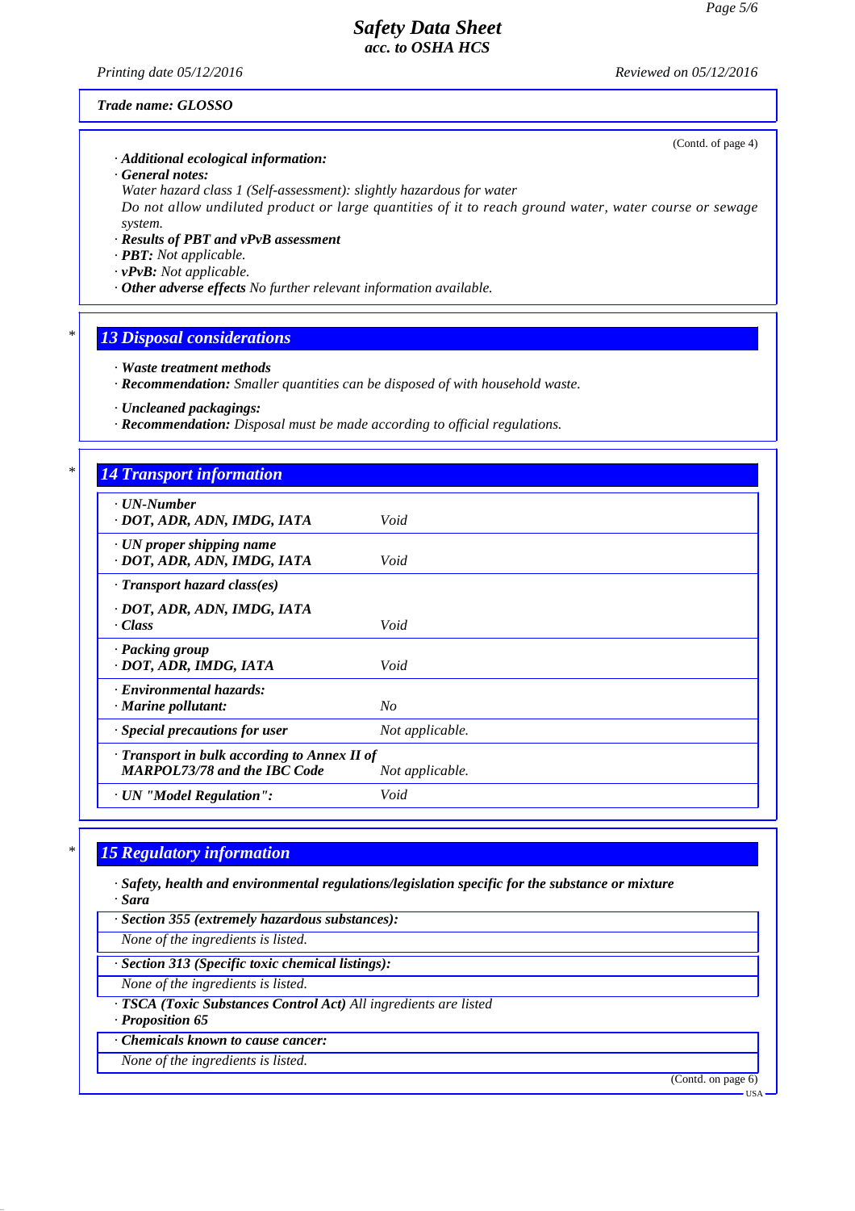Trade name: GLOSSO

(Contd. of page 4)

· **Additional ecological information:**
· **General notes:**
Water hazard class 1 (Self-assessment): slightly hazardous for water
Do not allow undiluted product or large quantities of it to reach ground water, water course or sewage system.
· **Results of PBT and vPvB assessment**
· **PBT:** Not applicable.
· **vPvB:** Not applicable.
· **Other adverse effects** No further relevant information available.

## * 13 Disposal considerations

· **Waste treatment methods**
· **Recommendation:** Smaller quantities can be disposed of with household waste.

· **Uncleaned packagings:**
· **Recommendation:** Disposal must be made according to official regulations.

## * 14 Transport information

| | |
|---|---|
| · **UN-Number**<br>· **DOT, ADR, ADN, IMDG, IATA** | Void |
| · **UN proper shipping name**<br>· **DOT, ADR, ADN, IMDG, IATA** | Void |
| · **Transport hazard class(es)**<br><br>· **DOT, ADR, ADN, IMDG, IATA**<br>· **Class** | Void |
| · **Packing group**<br>· **DOT, ADR, IMDG, IATA** | Void |
| · **Environmental hazards:**<br>· **Marine pollutant:** | No |
| · **Special precautions for user** | Not applicable. |
| · **Transport in bulk according to Annex II of MARPOL73/78 and the IBC Code** | Not applicable. |
| · **UN "Model Regulation":** | Void |

## * 15 Regulatory information

· **Safety, health and environmental regulations/legislation specific for the substance or mixture**
· **Sara**

· **Section 355 (extremely hazardous substances):**
None of the ingredients is listed.

· **Section 313 (Specific toxic chemical listings):**
None of the ingredients is listed.

· **TSCA (Toxic Substances Control Act)** All ingredients are listed
· **Proposition 65**

· **Chemicals known to cause cancer:**
None of the ingredients is listed.

(Contd. on page 6)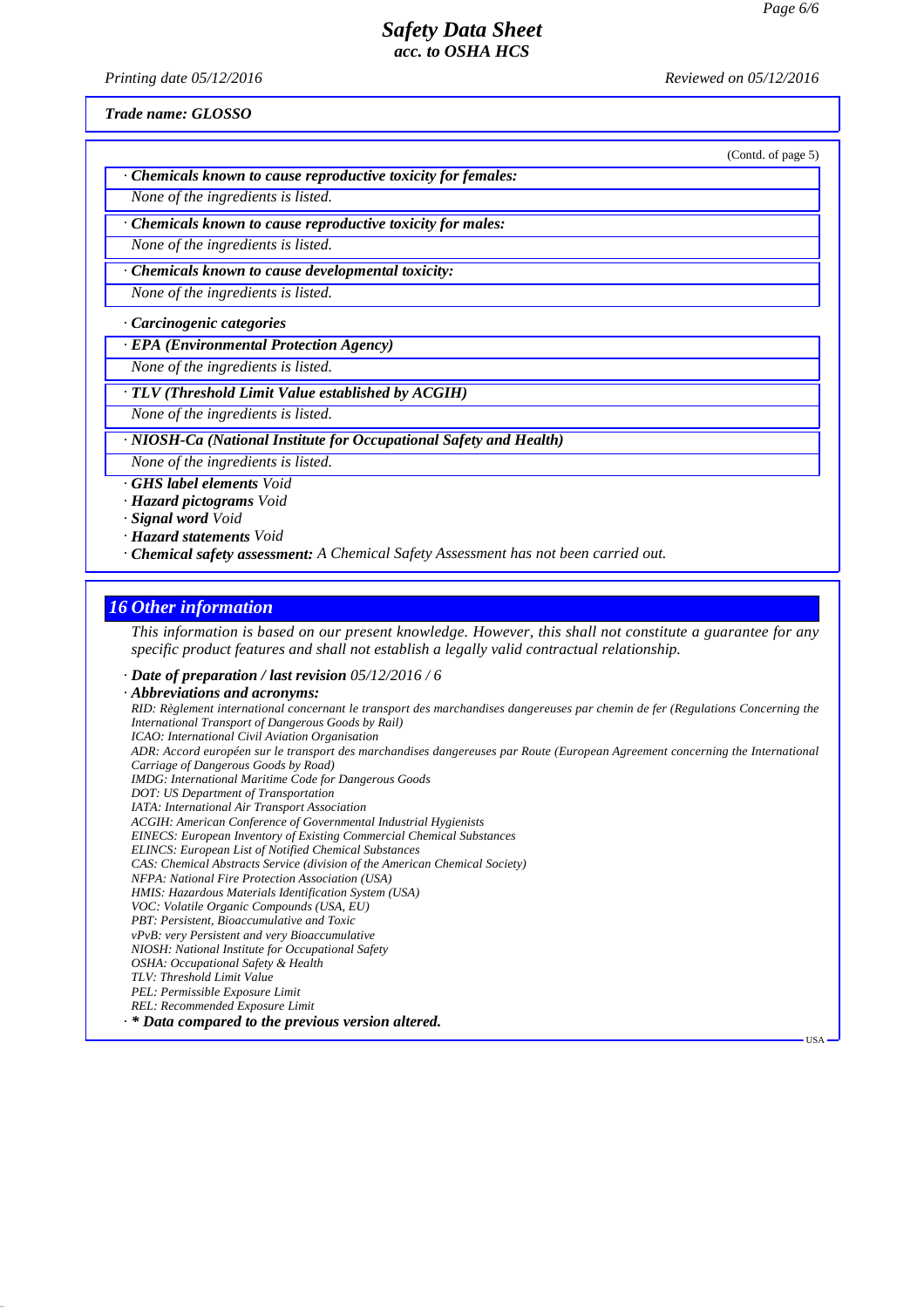Trade name: GLOSSO

(Contd. of page 5)

· **Chemicals known to cause reproductive toxicity for females:**

None of the ingredients is listed.

· **Chemicals known to cause reproductive toxicity for males:**

None of the ingredients is listed.

· **Chemicals known to cause developmental toxicity:**

None of the ingredients is listed.

· **Carcinogenic categories**

· **EPA (Environmental Protection Agency)**

None of the ingredients is listed.

· **TLV (Threshold Limit Value established by ACGIH)**

None of the ingredients is listed.

· **NIOSH-Ca (National Institute for Occupational Safety and Health)**

None of the ingredients is listed.

· **GHS label elements** Void
· **Hazard pictograms** Void
· **Signal word** Void
· **Hazard statements** Void
· **Chemical safety assessment:** A Chemical Safety Assessment has not been carried out.

## 16 Other information

This information is based on our present knowledge. However, this shall not constitute a guarantee for any specific product features and shall not establish a legally valid contractual relationship.

· **Date of preparation / last revision** 05/12/2016 / 6

· **Abbreviations and acronyms:**

RID: Règlement international concernant le transport des marchandises dangereuses par chemin de fer (Regulations Concerning the International Transport of Dangerous Goods by Rail)
ICAO: International Civil Aviation Organisation
ADR: Accord européen sur le transport des marchandises dangereuses par Route (European Agreement concerning the International Carriage of Dangerous Goods by Road)
IMDG: International Maritime Code for Dangerous Goods
DOT: US Department of Transportation
IATA: International Air Transport Association
ACGIH: American Conference of Governmental Industrial Hygienists
EINECS: European Inventory of Existing Commercial Chemical Substances
ELINCS: European List of Notified Chemical Substances
CAS: Chemical Abstracts Service (division of the American Chemical Society)
NFPA: National Fire Protection Association (USA)
HMIS: Hazardous Materials Identification System (USA)
VOC: Volatile Organic Compounds (USA, EU)
PBT: Persistent, Bioaccumulative and Toxic
vPvB: very Persistent and very Bioaccumulative
NIOSH: National Institute for Occupational Safety
OSHA: Occupational Safety & Health
TLV: Threshold Limit Value
PEL: Permissible Exposure Limit
REL: Recommended Exposure Limit

· *** Data compared to the previous version altered.**

USA